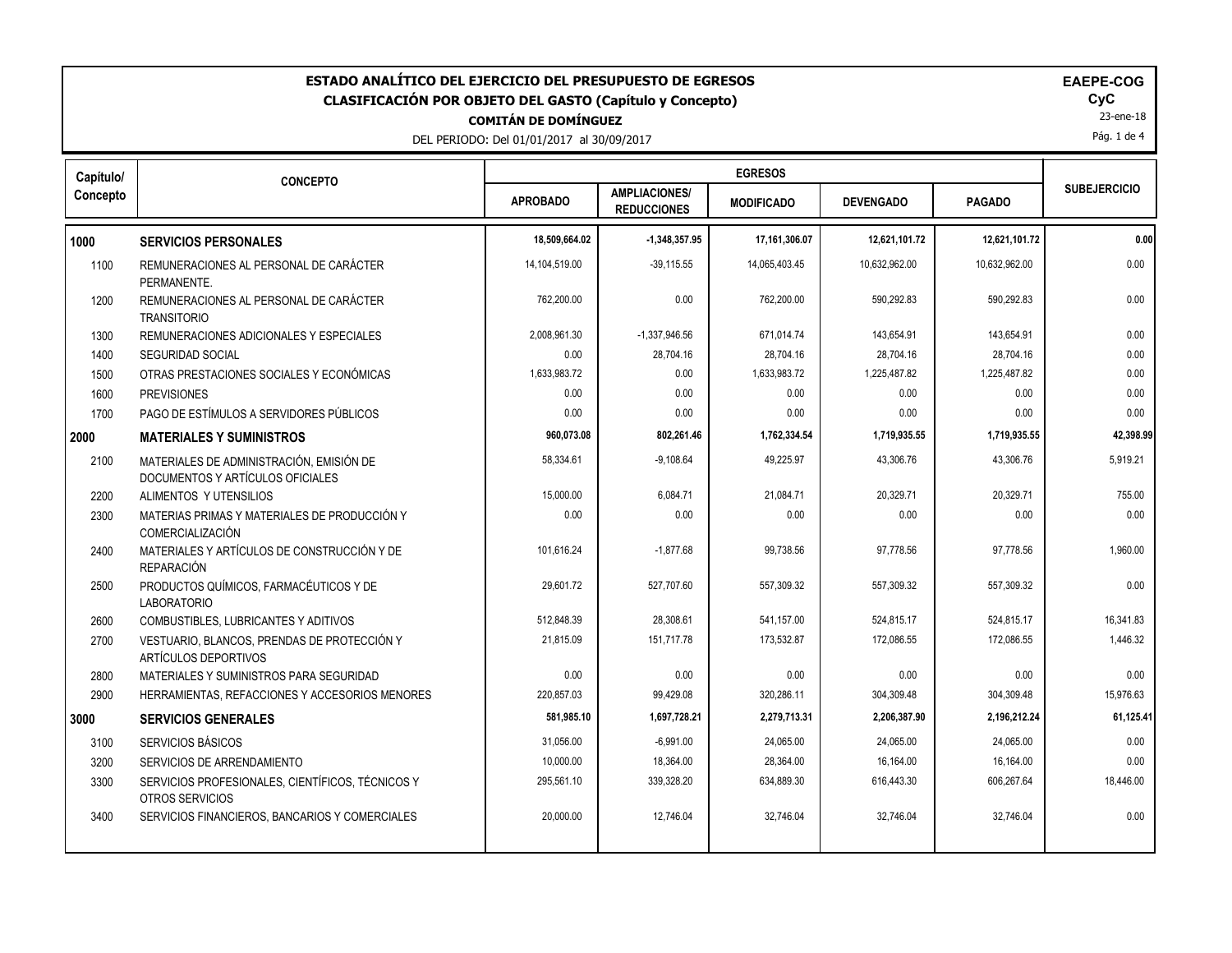# ESTADO ANALÍTICO DEL EJERCICIO DEL PRESUPUESTO DE EGRESOS
## CLASIFICACIÓN POR OBJETO DEL GASTO (Capítulo y Concepto)
### COMITÁN DE DOMÍNGUEZ

DEL PERIODO: Del 01/01/2017 al 30/09/2017

**EAEPE-COG**
**CyC**
23-ene-18

| Capítulo/ Concepto | CONCEPTO | EGRESOS | | | | | SUBEJERCICIO |
|---|---|---|---|---|---|---|---|
| | | APROBADO | AMPLIACIONES/ REDUCCIONES | MODIFICADO | DEVENGADO | PAGADO | |
| **1000** | **SERVICIOS PERSONALES** | **18,509,664.02** | **-1,348,357.95** | **17,161,306.07** | **12,621,101.72** | **12,621,101.72** | **0.00** |
| 1100 | REMUNERACIONES AL PERSONAL DE CARÁCTER PERMANENTE. | 14,104,519.00 | -39,115.55 | 14,065,403.45 | 10,632,962.00 | 10,632,962.00 | 0.00 |
| 1200 | REMUNERACIONES AL PERSONAL DE CARÁCTER TRANSITORIO | 762,200.00 | 0.00 | 762,200.00 | 590,292.83 | 590,292.83 | 0.00 |
| 1300 | REMUNERACIONES ADICIONALES Y ESPECIALES | 2,008,961.30 | -1,337,946.56 | 671,014.74 | 143,654.91 | 143,654.91 | 0.00 |
| 1400 | SEGURIDAD SOCIAL | 0.00 | 28,704.16 | 28,704.16 | 28,704.16 | 28,704.16 | 0.00 |
| 1500 | OTRAS PRESTACIONES SOCIALES Y ECONÓMICAS | 1,633,983.72 | 0.00 | 1,633,983.72 | 1,225,487.82 | 1,225,487.82 | 0.00 |
| 1600 | PREVISIONES | 0.00 | 0.00 | 0.00 | 0.00 | 0.00 | 0.00 |
| 1700 | PAGO DE ESTÍMULOS A SERVIDORES PÚBLICOS | 0.00 | 0.00 | 0.00 | 0.00 | 0.00 | 0.00 |
| **2000** | **MATERIALES Y SUMINISTROS** | **960,073.08** | **802,261.46** | **1,762,334.54** | **1,719,935.55** | **1,719,935.55** | **42,398.99** |
| 2100 | MATERIALES DE ADMINISTRACIÓN, EMISIÓN DE DOCUMENTOS Y ARTÍCULOS OFICIALES | 58,334.61 | -9,108.64 | 49,225.97 | 43,306.76 | 43,306.76 | 5,919.21 |
| 2200 | ALIMENTOS Y UTENSILIOS | 15,000.00 | 6,084.71 | 21,084.71 | 20,329.71 | 20,329.71 | 755.00 |
| 2300 | MATERIAS PRIMAS Y MATERIALES DE PRODUCCIÓN Y COMERCIALIZACIÓN | 0.00 | 0.00 | 0.00 | 0.00 | 0.00 | 0.00 |
| 2400 | MATERIALES Y ARTÍCULOS DE CONSTRUCCIÓN Y DE REPARACIÓN | 101,616.24 | -1,877.68 | 99,738.56 | 97,778.56 | 97,778.56 | 1,960.00 |
| 2500 | PRODUCTOS QUÍMICOS, FARMACÉUTICOS Y DE LABORATORIO | 29,601.72 | 527,707.60 | 557,309.32 | 557,309.32 | 557,309.32 | 0.00 |
| 2600 | COMBUSTIBLES, LUBRICANTES Y ADITIVOS | 512,848.39 | 28,308.61 | 541,157.00 | 524,815.17 | 524,815.17 | 16,341.83 |
| 2700 | VESTUARIO, BLANCOS, PRENDAS DE PROTECCIÓN Y ARTÍCULOS DEPORTIVOS | 21,815.09 | 151,717.78 | 173,532.87 | 172,086.55 | 172,086.55 | 1,446.32 |
| 2800 | MATERIALES Y SUMINISTROS PARA SEGURIDAD | 0.00 | 0.00 | 0.00 | 0.00 | 0.00 | 0.00 |
| 2900 | HERRAMIENTAS, REFACCIONES Y ACCESORIOS MENORES | 220,857.03 | 99,429.08 | 320,286.11 | 304,309.48 | 304,309.48 | 15,976.63 |
| **3000** | **SERVICIOS GENERALES** | **581,985.10** | **1,697,728.21** | **2,279,713.31** | **2,206,387.90** | **2,196,212.24** | **61,125.41** |
| 3100 | SERVICIOS BÁSICOS | 31,056.00 | -6,991.00 | 24,065.00 | 24,065.00 | 24,065.00 | 0.00 |
| 3200 | SERVICIOS DE ARRENDAMIENTO | 10,000.00 | 18,364.00 | 28,364.00 | 16,164.00 | 16,164.00 | 0.00 |
| 3300 | SERVICIOS PROFESIONALES, CIENTÍFICOS, TÉCNICOS Y OTROS SERVICIOS | 295,561.10 | 339,328.20 | 634,889.30 | 616,443.30 | 606,267.64 | 18,446.00 |
| 3400 | SERVICIOS FINANCIEROS, BANCARIOS Y COMERCIALES | 20,000.00 | 12,746.04 | 32,746.04 | 32,746.04 | 32,746.04 | 0.00 |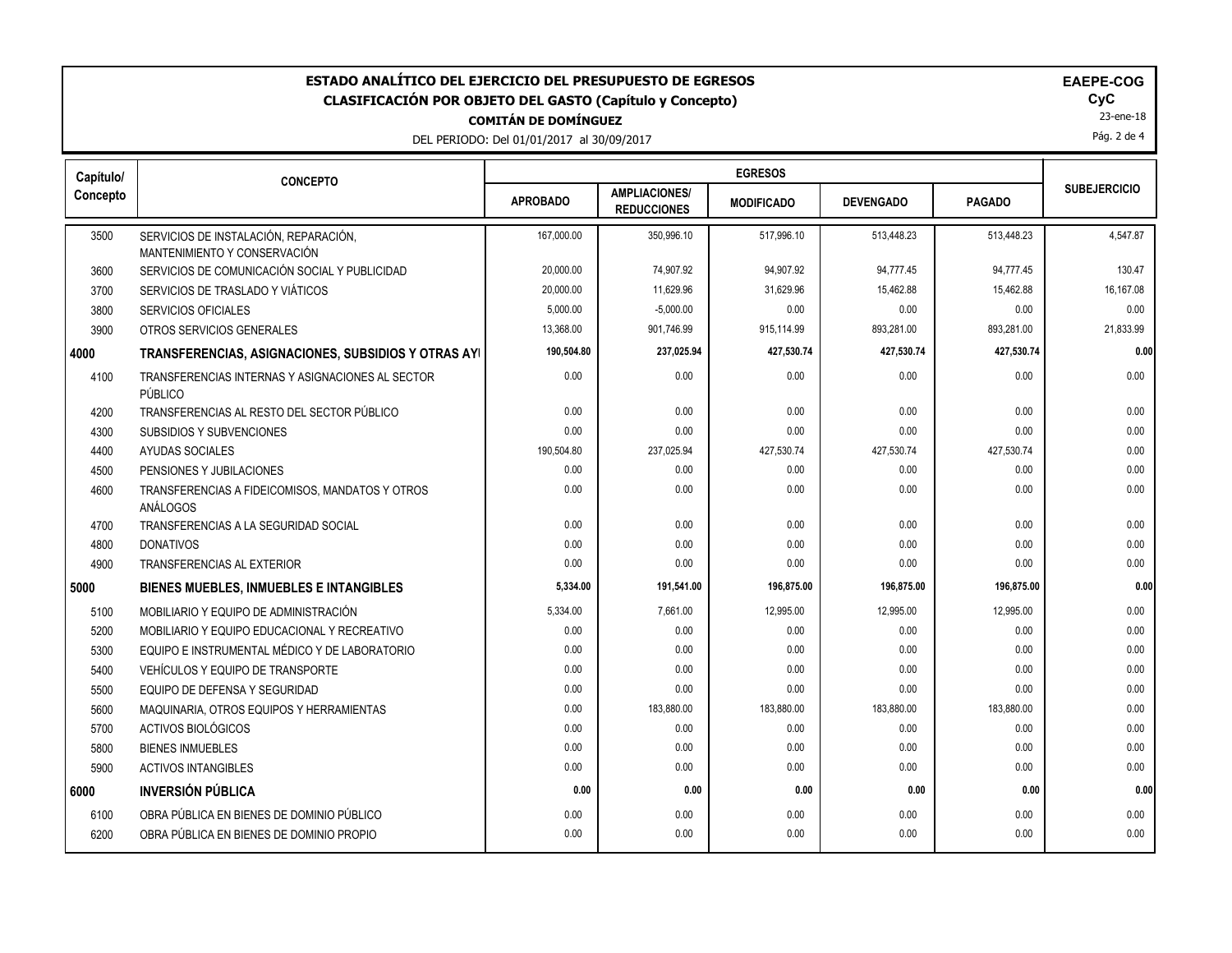# ESTADO ANALÍTICO DEL EJERCICIO DEL PRESUPUESTO DE EGRESOS
## CLASIFICACIÓN POR OBJETO DEL GASTO (Capítulo y Concepto)
### COMITÁN DE DOMÍNGUEZ

DEL PERIODO: Del 01/01/2017 al 30/09/2017

EAEPE-COG
CyC
23-ene-18

| Capítulo/ Concepto | CONCEPTO | EGRESOS | | | | | SUBEJERCICIO |
|---|---|---|---|---|---|---|---|
| | | APROBADO | AMPLIACIONES/ REDUCCIONES | MODIFICADO | DEVENGADO | PAGADO | |
| 3500 | SERVICIOS DE INSTALACIÓN, REPARACIÓN, MANTENIMIENTO Y CONSERVACIÓN | 167,000.00 | 350,996.10 | 517,996.10 | 513,448.23 | 513,448.23 | 4,547.87 |
| 3600 | SERVICIOS DE COMUNICACIÓN SOCIAL Y PUBLICIDAD | 20,000.00 | 74,907.92 | 94,907.92 | 94,777.45 | 94,777.45 | 130.47 |
| 3700 | SERVICIOS DE TRASLADO Y VIÁTICOS | 20,000.00 | 11,629.96 | 31,629.96 | 15,462.88 | 15,462.88 | 16,167.08 |
| 3800 | SERVICIOS OFICIALES | 5,000.00 | -5,000.00 | 0.00 | 0.00 | 0.00 | 0.00 |
| 3900 | OTROS SERVICIOS GENERALES | 13,368.00 | 901,746.99 | 915,114.99 | 893,281.00 | 893,281.00 | 21,833.99 |
| **4000** | **TRANSFERENCIAS, ASIGNACIONES, SUBSIDIOS Y OTRAS AYI** | **190,504.80** | **237,025.94** | **427,530.74** | **427,530.74** | **427,530.74** | **0.00** |
| 4100 | TRANSFERENCIAS INTERNAS Y ASIGNACIONES AL SECTOR PÚBLICO | 0.00 | 0.00 | 0.00 | 0.00 | 0.00 | 0.00 |
| 4200 | TRANSFERENCIAS AL RESTO DEL SECTOR PÚBLICO | 0.00 | 0.00 | 0.00 | 0.00 | 0.00 | 0.00 |
| 4300 | SUBSIDIOS Y SUBVENCIONES | 0.00 | 0.00 | 0.00 | 0.00 | 0.00 | 0.00 |
| 4400 | AYUDAS SOCIALES | 190,504.80 | 237,025.94 | 427,530.74 | 427,530.74 | 427,530.74 | 0.00 |
| 4500 | PENSIONES Y JUBILACIONES | 0.00 | 0.00 | 0.00 | 0.00 | 0.00 | 0.00 |
| 4600 | TRANSFERENCIAS A FIDEICOMISOS, MANDATOS Y OTROS ANÁLOGOS | 0.00 | 0.00 | 0.00 | 0.00 | 0.00 | 0.00 |
| 4700 | TRANSFERENCIAS A LA SEGURIDAD SOCIAL | 0.00 | 0.00 | 0.00 | 0.00 | 0.00 | 0.00 |
| 4800 | DONATIVOS | 0.00 | 0.00 | 0.00 | 0.00 | 0.00 | 0.00 |
| 4900 | TRANSFERENCIAS AL EXTERIOR | 0.00 | 0.00 | 0.00 | 0.00 | 0.00 | 0.00 |
| **5000** | **BIENES MUEBLES, INMUEBLES E INTANGIBLES** | **5,334.00** | **191,541.00** | **196,875.00** | **196,875.00** | **196,875.00** | **0.00** |
| 5100 | MOBILIARIO Y EQUIPO DE ADMINISTRACIÓN | 5,334.00 | 7,661.00 | 12,995.00 | 12,995.00 | 12,995.00 | 0.00 |
| 5200 | MOBILIARIO Y EQUIPO EDUCACIONAL Y RECREATIVO | 0.00 | 0.00 | 0.00 | 0.00 | 0.00 | 0.00 |
| 5300 | EQUIPO E INSTRUMENTAL MÉDICO Y DE LABORATORIO | 0.00 | 0.00 | 0.00 | 0.00 | 0.00 | 0.00 |
| 5400 | VEHÍCULOS Y EQUIPO DE TRANSPORTE | 0.00 | 0.00 | 0.00 | 0.00 | 0.00 | 0.00 |
| 5500 | EQUIPO DE DEFENSA Y SEGURIDAD | 0.00 | 0.00 | 0.00 | 0.00 | 0.00 | 0.00 |
| 5600 | MAQUINARIA, OTROS EQUIPOS Y HERRAMIENTAS | 0.00 | 183,880.00 | 183,880.00 | 183,880.00 | 183,880.00 | 0.00 |
| 5700 | ACTIVOS BIOLÓGICOS | 0.00 | 0.00 | 0.00 | 0.00 | 0.00 | 0.00 |
| 5800 | BIENES INMUEBLES | 0.00 | 0.00 | 0.00 | 0.00 | 0.00 | 0.00 |
| 5900 | ACTIVOS INTANGIBLES | 0.00 | 0.00 | 0.00 | 0.00 | 0.00 | 0.00 |
| **6000** | **INVERSIÓN PÚBLICA** | **0.00** | **0.00** | **0.00** | **0.00** | **0.00** | **0.00** |
| 6100 | OBRA PÚBLICA EN BIENES DE DOMINIO PÚBLICO | 0.00 | 0.00 | 0.00 | 0.00 | 0.00 | 0.00 |
| 6200 | OBRA PÚBLICA EN BIENES DE DOMINIO PROPIO | 0.00 | 0.00 | 0.00 | 0.00 | 0.00 | 0.00 |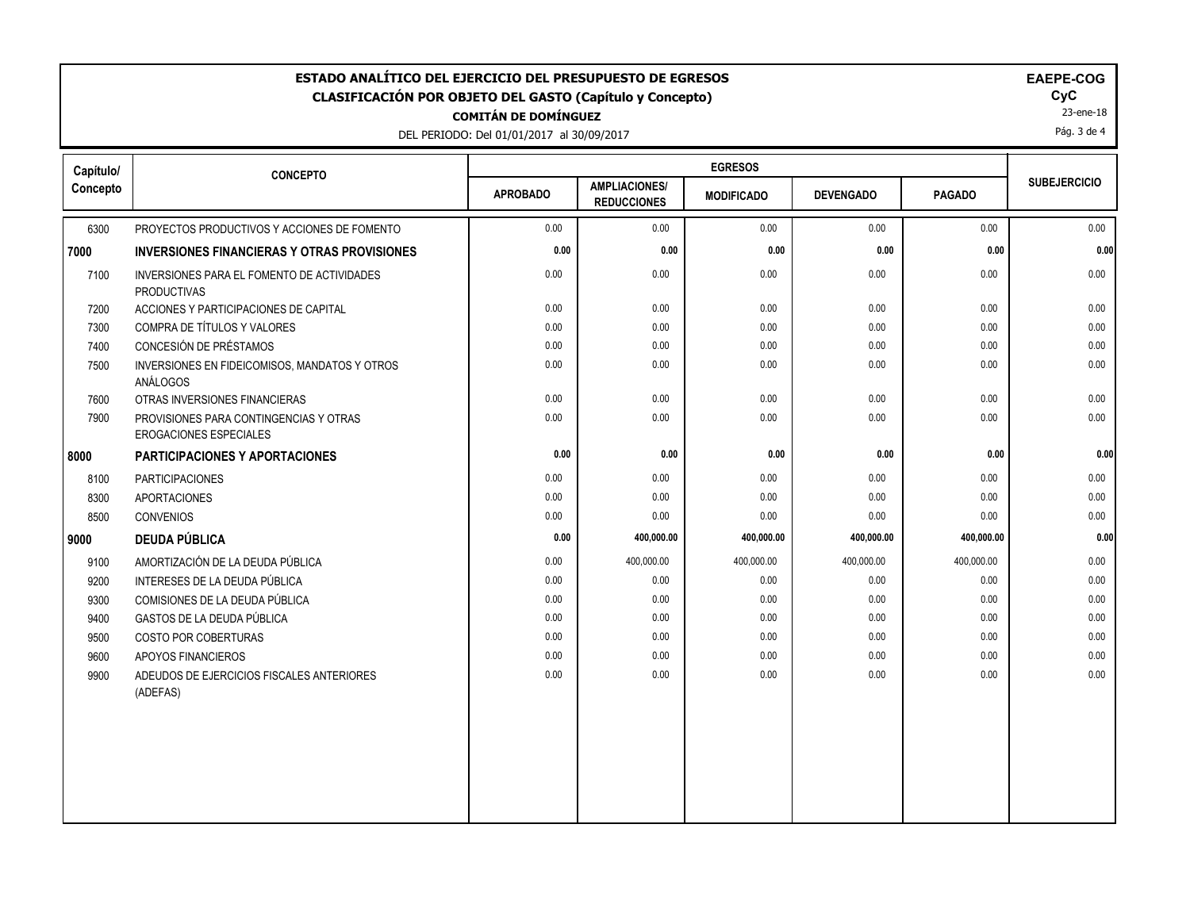# ESTADO ANALÍTICO DEL EJERCICIO DEL PRESUPUESTO DE EGRESOS
## CLASIFICACIÓN POR OBJETO DEL GASTO (Capítulo y Concepto)
### COMITÁN DE DOMÍNGUEZ

DEL PERIODO: Del 01/01/2017 al 30/09/2017

**EAEPE-COG**
**CyC**
23-ene-18

| Capítulo/ Concepto | CONCEPTO | EGRESOS | | | | | SUBEJERCICIO |
|---|---|---|---|---|---|---|---|
| | | APROBADO | AMPLIACIONES/ REDUCCIONES | MODIFICADO | DEVENGADO | PAGADO | |
| 6300 | PROYECTOS PRODUCTIVOS Y ACCIONES DE FOMENTO | 0.00 | 0.00 | 0.00 | 0.00 | 0.00 | 0.00 |
| **7000** | **INVERSIONES FINANCIERAS Y OTRAS PROVISIONES** | **0.00** | **0.00** | **0.00** | **0.00** | **0.00** | **0.00** |
| 7100 | INVERSIONES PARA EL FOMENTO DE ACTIVIDADES PRODUCTIVAS | 0.00 | 0.00 | 0.00 | 0.00 | 0.00 | 0.00 |
| 7200 | ACCIONES Y PARTICIPACIONES DE CAPITAL | 0.00 | 0.00 | 0.00 | 0.00 | 0.00 | 0.00 |
| 7300 | COMPRA DE TÍTULOS Y VALORES | 0.00 | 0.00 | 0.00 | 0.00 | 0.00 | 0.00 |
| 7400 | CONCESIÓN DE PRÉSTAMOS | 0.00 | 0.00 | 0.00 | 0.00 | 0.00 | 0.00 |
| 7500 | INVERSIONES EN FIDEICOMISOS, MANDATOS Y OTROS ANÁLOGOS | 0.00 | 0.00 | 0.00 | 0.00 | 0.00 | 0.00 |
| 7600 | OTRAS INVERSIONES FINANCIERAS | 0.00 | 0.00 | 0.00 | 0.00 | 0.00 | 0.00 |
| 7900 | PROVISIONES PARA CONTINGENCIAS Y OTRAS EROGACIONES ESPECIALES | 0.00 | 0.00 | 0.00 | 0.00 | 0.00 | 0.00 |
| **8000** | **PARTICIPACIONES Y APORTACIONES** | **0.00** | **0.00** | **0.00** | **0.00** | **0.00** | **0.00** |
| 8100 | PARTICIPACIONES | 0.00 | 0.00 | 0.00 | 0.00 | 0.00 | 0.00 |
| 8300 | APORTACIONES | 0.00 | 0.00 | 0.00 | 0.00 | 0.00 | 0.00 |
| 8500 | CONVENIOS | 0.00 | 0.00 | 0.00 | 0.00 | 0.00 | 0.00 |
| **9000** | **DEUDA PÚBLICA** | **0.00** | **400,000.00** | **400,000.00** | **400,000.00** | **400,000.00** | **0.00** |
| 9100 | AMORTIZACIÓN DE LA DEUDA PÚBLICA | 0.00 | 400,000.00 | 400,000.00 | 400,000.00 | 400,000.00 | 0.00 |
| 9200 | INTERESES DE LA DEUDA PÚBLICA | 0.00 | 0.00 | 0.00 | 0.00 | 0.00 | 0.00 |
| 9300 | COMISIONES DE LA DEUDA PÚBLICA | 0.00 | 0.00 | 0.00 | 0.00 | 0.00 | 0.00 |
| 9400 | GASTOS DE LA DEUDA PÚBLICA | 0.00 | 0.00 | 0.00 | 0.00 | 0.00 | 0.00 |
| 9500 | COSTO POR COBERTURAS | 0.00 | 0.00 | 0.00 | 0.00 | 0.00 | 0.00 |
| 9600 | APOYOS FINANCIEROS | 0.00 | 0.00 | 0.00 | 0.00 | 0.00 | 0.00 |
| 9900 | ADEUDOS DE EJERCICIOS FISCALES ANTERIORES (ADEFAS) | 0.00 | 0.00 | 0.00 | 0.00 | 0.00 | 0.00 |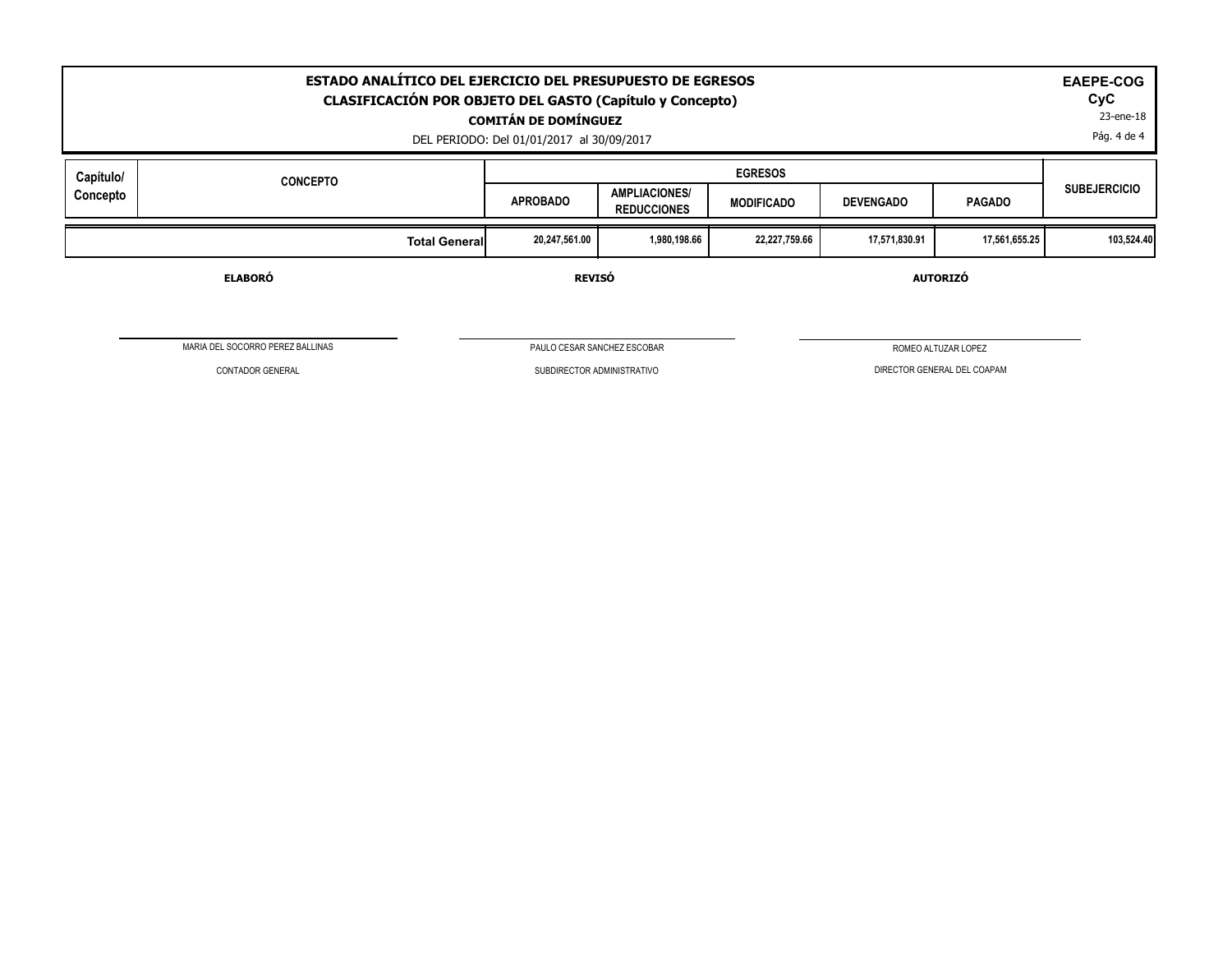# ESTADO ANALÍTICO DEL EJERCICIO DEL PRESUPUESTO DE EGRESOS
## CLASIFICACIÓN POR OBJETO DEL GASTO (Capítulo y Concepto)
### COMITÁN DE DOMÍNGUEZ

DEL PERIODO: Del 01/01/2017 al 30/09/2017

**EAEPE-COG**
**CyC**
23-ene-18

| Capítulo/ Concepto | CONCEPTO | EGRESOS | | | | | SUBEJERCICIO |
|---|---|---|---|---|---|---|---|
| | | APROBADO | AMPLIACIONES/ REDUCCIONES | MODIFICADO | DEVENGADO | PAGADO | |
| | **Total General** | **20,247,561.00** | **1,980,198.66** | **22,227,759.66** | **17,571,830.91** | **17,561,655.25** | **103,524.40** |

| ELABORÓ | REVISÓ | AUTORIZÓ |
|---|---|---|
| MARIA DEL SOCORRO PEREZ BALLINAS | PAULO CESAR SANCHEZ ESCOBAR | ROMEO ALTUZAR LOPEZ |
| CONTADOR GENERAL | SUBDIRECTOR ADMINISTRATIVO | DIRECTOR GENERAL DEL COAPAM |